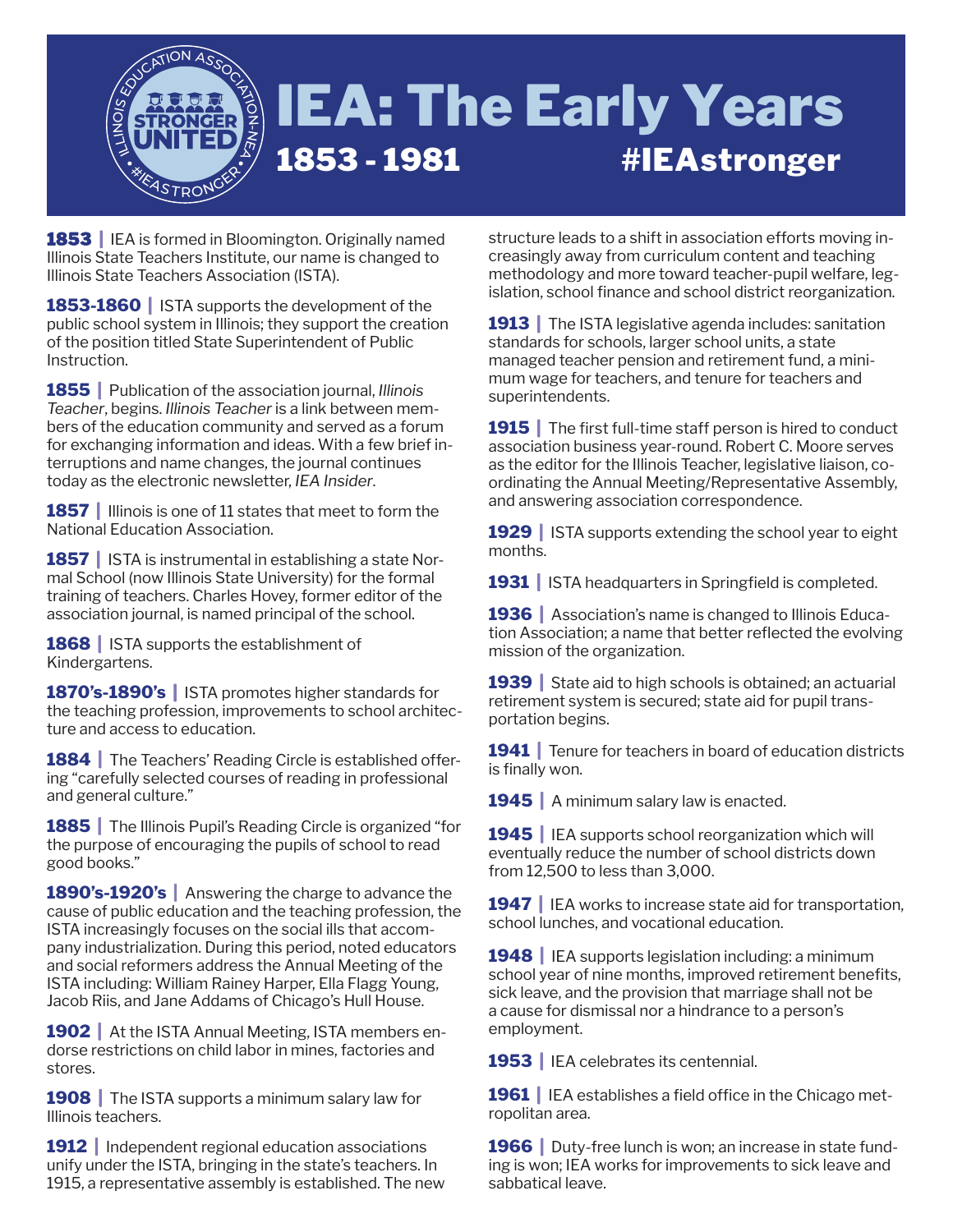# IEA: The Early Years

## 1853 - 1981 #IEAstronger

**1853** | IEA is formed in Bloomington. Originally named Illinois State Teachers Institute, our name is changed to Illinois State Teachers Association (ISTA).

**1853-1860** | ISTA supports the development of the public school system in Illinois; they support the creation of the position titled State Superintendent of Public Instruction.

**1855** | Publication of the association journal, *Illinois Teacher*, begins. *Illinois Teacher* is a link between members of the education community and served as a forum for exchanging information and ideas. With a few brief interruptions and name changes, the journal continues today as the electronic newsletter, *IEA Insider*.

**1857** | Illinois is one of 11 states that meet to form the National Education Association.

**1857** | ISTA is instrumental in establishing a state Normal School (now Illinois State University) for the formal training of teachers. Charles Hovey, former editor of the association journal, is named principal of the school.

**1868** | ISTA supports the establishment of Kindergartens.

**1870's-1890's** | ISTA promotes higher standards for the teaching profession, improvements to school architecture and access to education.

**1884** | The Teachers' Reading Circle is established offering "carefully selected courses of reading in professional and general culture."

**1885** | The Illinois Pupil's Reading Circle is organized "for the purpose of encouraging the pupils of school to read good books."

**1890's-1920's** | Answering the charge to advance the cause of public education and the teaching profession, the ISTA increasingly focuses on the social ills that accompany industrialization. During this period, noted educators and social reformers address the Annual Meeting of the ISTA including: William Rainey Harper, Ella Flagg Young, Jacob Riis, and Jane Addams of Chicago's Hull House.

**1902** | At the ISTA Annual Meeting, ISTA members endorse restrictions on child labor in mines, factories and stores.

**1908** | The ISTA supports a minimum salary law for Illinois teachers.

**1912** | Independent regional education associations unify under the ISTA, bringing in the state's teachers. In 1915, a representative assembly is established. The new structure leads to a shift in association efforts moving increasingly away from curriculum content and teaching methodology and more toward teacher-pupil welfare, legislation, school finance and school district reorganization.

**1913** | The ISTA legislative agenda includes: sanitation standards for schools, larger school units, a state managed teacher pension and retirement fund, a minimum wage for teachers, and tenure for teachers and superintendents.

**1915** | The first full-time staff person is hired to conduct association business year-round. Robert C. Moore serves as the editor for the Illinois Teacher, legislative liaison, coordinating the Annual Meeting/Representative Assembly, and answering association correspondence.

**1929** | ISTA supports extending the school year to eight months.

**1931** | ISTA headquarters in Springfield is completed.

**1936** | Association's name is changed to Illinois Education Association; a name that better reflected the evolving mission of the organization.

**1939** | State aid to high schools is obtained; an actuarial retirement system is secured; state aid for pupil transportation begins.

**1941** | Tenure for teachers in board of education districts is finally won.

**1945** | A minimum salary law is enacted.

**1945** | IEA supports school reorganization which will eventually reduce the number of school districts down from 12,500 to less than 3,000.

**1947** | IEA works to increase state aid for transportation, school lunches, and vocational education.

**1948** | IEA supports legislation including: a minimum school year of nine months, improved retirement benefits, sick leave, and the provision that marriage shall not be a cause for dismissal nor a hindrance to a person's employment.

**1953** | IEA celebrates its centennial.

**1961** | IEA establishes a field office in the Chicago metropolitan area.

**1966** | Duty-free lunch is won; an increase in state funding is won; IEA works for improvements to sick leave and sabbatical leave.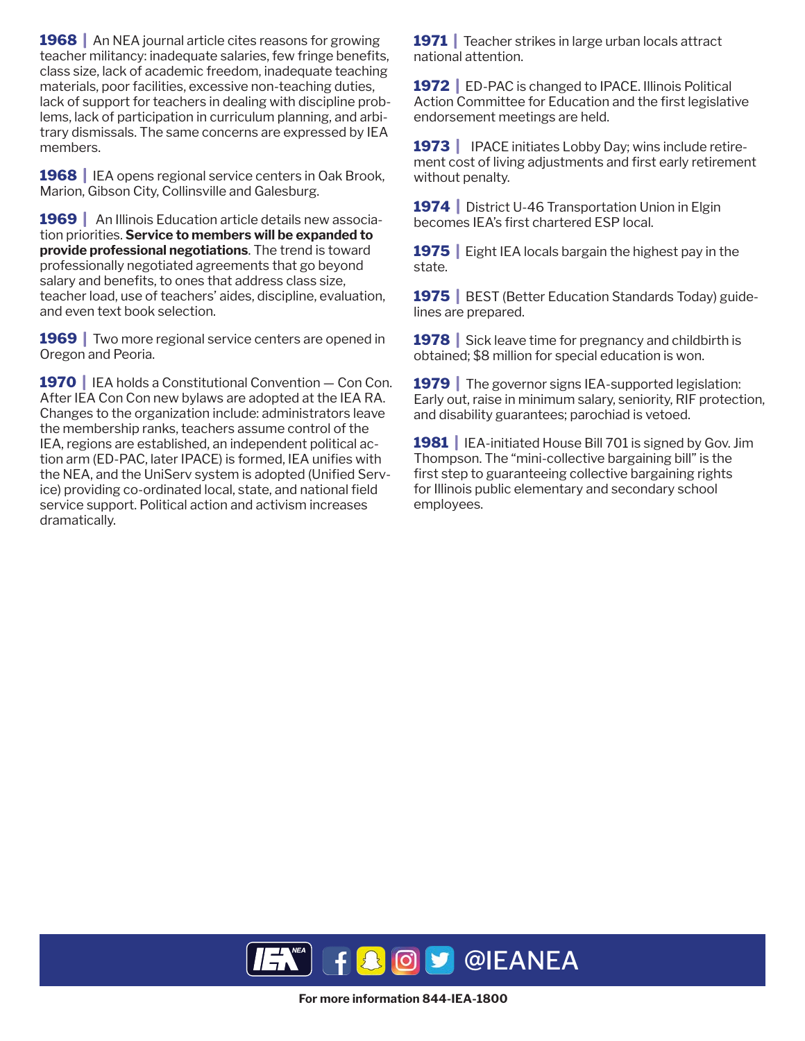**1968 |** An NEA journal article cites reasons for growing teacher militancy: inadequate salaries, few fringe benefits, class size, lack of academic freedom, inadequate teaching materials, poor facilities, excessive non-teaching duties, lack of support for teachers in dealing with discipline problems, lack of participation in curriculum planning, and arbitrary dismissals. The same concerns are expressed by IEA members.

**1968 |** IEA opens regional service centers in Oak Brook, Marion, Gibson City, Collinsville and Galesburg.

**1969 |** An Illinois Education article details new association priorities. **Service to members will be expanded to provide professional negotiations**. The trend is toward professionally negotiated agreements that go beyond salary and benefits, to ones that address class size, teacher load, use of teachers' aides, discipline, evaluation, and even text book selection.

**1969 |** Two more regional service centers are opened in Oregon and Peoria.

**1970 |** IEA holds a Constitutional Convention — Con Con. After IEA Con Con new bylaws are adopted at the IEA RA. Changes to the organization include: administrators leave the membership ranks, teachers assume control of the IEA, regions are established, an independent political action arm (ED-PAC, later IPACE) is formed, IEA unifies with the NEA, and the UniServ system is adopted (Unified Service) providing co-ordinated local, state, and national field service support. Political action and activism increases dramatically.

**1971 |** Teacher strikes in large urban locals attract national attention.

**1972 |** ED-PAC is changed to IPACE. Illinois Political Action Committee for Education and the first legislative endorsement meetings are held.

**1973 |** IPACE initiates Lobby Day; wins include retirement cost of living adjustments and first early retirement without penalty.

**1974 |** District U-46 Transportation Union in Elgin becomes IEA's first chartered ESP local.

**1975 |** Eight IEA locals bargain the highest pay in the state.

**1975 |** BEST (Better Education Standards Today) guidelines are prepared.

**1978 |** Sick leave time for pregnancy and childbirth is obtained; $8 million for special education is won.

**1979 |** The governor signs IEA-supported legislation: Early out, raise in minimum salary, seniority, RIF protection, and disability guarantees; parochiad is vetoed.

**1981 |** IEA-initiated House Bill 701 is signed by Gov. Jim Thompson. The "mini-collective bargaining bill" is the first step to guaranteeing collective bargaining rights for Illinois public elementary and secondary school employees.

IEA NEA @IEANEA

**For more information 844-IEA-1800**